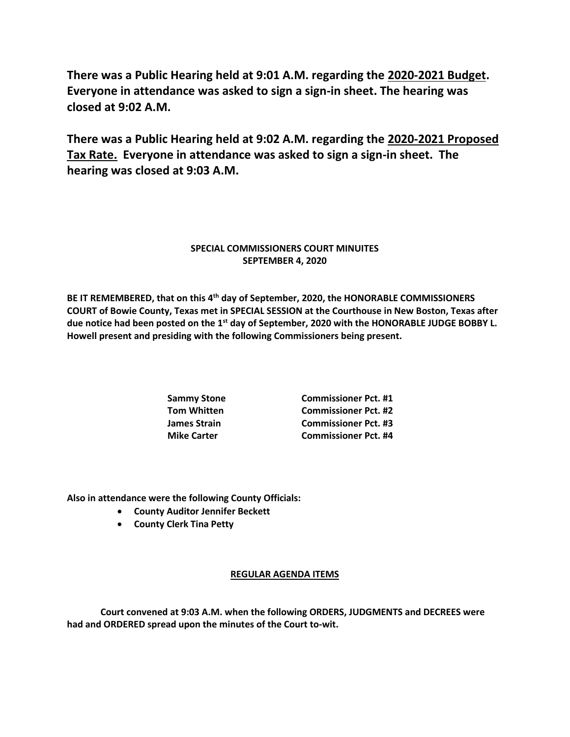**There was a Public Hearing held at 9:01 A.M. regarding the <u>2020-2021 Budget</u>. Everyone in attendance was asked to sign a sign-in sheet. The hearing was closed at 9:02 A.M.**

**There was a Public Hearing held at 9:02 A.M. regarding the <u>2020-2021 Proposed Tax Rate.</u> Everyone in attendance was asked to sign a sign-in sheet. The hearing was closed at 9:03 A.M.**

**SPECIAL COMMISSIONERS COURT MINUITES**
**SEPTEMBER 4, 2020**

**BE IT REMEMBERED, that on this 4th day of September, 2020, the HONORABLE COMMISSIONERS COURT of Bowie County, Texas met in SPECIAL SESSION at the Courthouse in New Boston, Texas after due notice had been posted on the 1st day of September, 2020 with the HONORABLE JUDGE BOBBY L. Howell present and presiding with the following Commissioners being present.**

| | |
|---|---|
| **Sammy Stone** | **Commissioner Pct. #1** |
| **Tom Whitten** | **Commissioner Pct. #2** |
| **James Strain** | **Commissioner Pct. #3** |
| **Mike Carter** | **Commissioner Pct. #4** |

**Also in attendance were the following County Officials:**

- **County Auditor Jennifer Beckett**
- **County Clerk Tina Petty**

**<u>REGULAR AGENDA ITEMS</u>**

**Court convened at 9:03 A.M. when the following ORDERS, JUDGMENTS and DECREES were had and ORDERED spread upon the minutes of the Court to-wit.**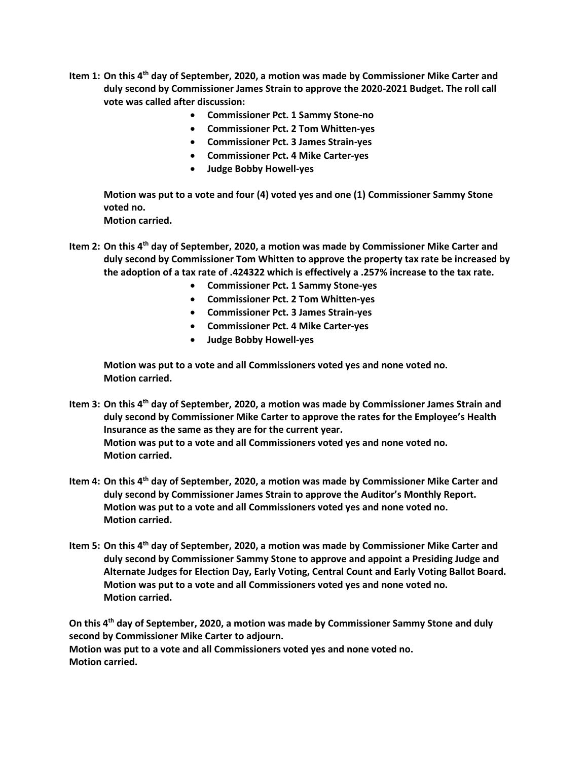**Item 1: On this 4th day of September, 2020, a motion was made by Commissioner Mike Carter and duly second by Commissioner James Strain to approve the 2020-2021 Budget. The roll call vote was called after discussion:**

- **Commissioner Pct. 1 Sammy Stone-no**
- **Commissioner Pct. 2 Tom Whitten-yes**
- **Commissioner Pct. 3 James Strain-yes**
- **Commissioner Pct. 4 Mike Carter-yes**
- **Judge Bobby Howell-yes**

**Motion was put to a vote and four (4) voted yes and one (1) Commissioner Sammy Stone voted no.**
**Motion carried.**

**Item 2: On this 4th day of September, 2020, a motion was made by Commissioner Mike Carter and duly second by Commissioner Tom Whitten to approve the property tax rate be increased by the adoption of a tax rate of .424322 which is effectively a .257% increase to the tax rate.**

- **Commissioner Pct. 1 Sammy Stone-yes**
- **Commissioner Pct. 2 Tom Whitten-yes**
- **Commissioner Pct. 3 James Strain-yes**
- **Commissioner Pct. 4 Mike Carter-yes**
- **Judge Bobby Howell-yes**

**Motion was put to a vote and all Commissioners voted yes and none voted no.**
**Motion carried.**

**Item 3: On this 4th day of September, 2020, a motion was made by Commissioner James Strain and duly second by Commissioner Mike Carter to approve the rates for the Employee's Health Insurance as the same as they are for the current year.**
**Motion was put to a vote and all Commissioners voted yes and none voted no.**
**Motion carried.**

**Item 4: On this 4th day of September, 2020, a motion was made by Commissioner Mike Carter and duly second by Commissioner James Strain to approve the Auditor's Monthly Report.**
**Motion was put to a vote and all Commissioners voted yes and none voted no.**
**Motion carried.**

**Item 5: On this 4th day of September, 2020, a motion was made by Commissioner Mike Carter and duly second by Commissioner Sammy Stone to approve and appoint a Presiding Judge and Alternate Judges for Election Day, Early Voting, Central Count and Early Voting Ballot Board.**
**Motion was put to a vote and all Commissioners voted yes and none voted no.**
**Motion carried.**

**On this 4th day of September, 2020, a motion was made by Commissioner Sammy Stone and duly second by Commissioner Mike Carter to adjourn.**
**Motion was put to a vote and all Commissioners voted yes and none voted no.**
**Motion carried.**